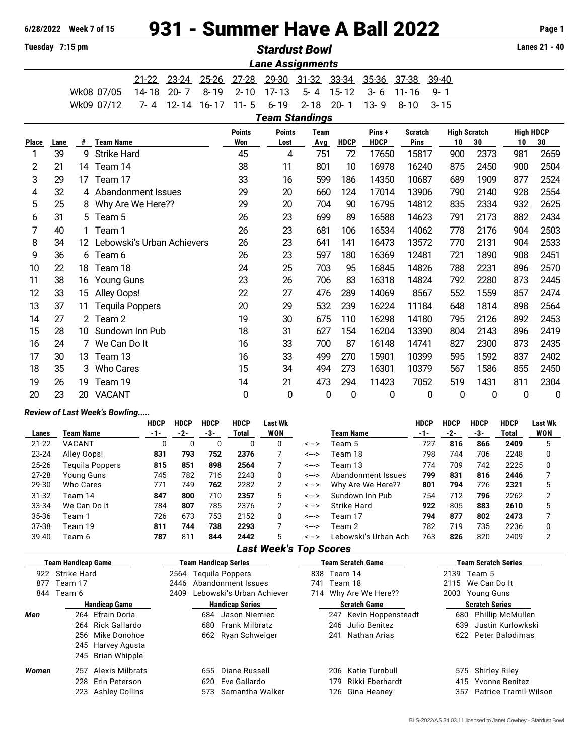6/28/2022 Week 7 of 15

# 931 - Summer Have A Ball 2022

Tuesday 7:15 pm

## Stardust Bowl

Lanes 21 - 40

### Lane Assignments

| | 21-22 | 23-24 | 25-26 | 27-28 | 29-30 | 31-32 | 33-34 | 35-36 | 37-38 | 39-40 |
|---|---|---|---|---|---|---|---|---|---|---|
| Wk08 07/05 | 14-18 | 20-7 | 8-19 | 2-10 | 17-13 | 5-4 | 15-12 | 3-6 | 11-16 | 9-1 |
| Wk09 07/12 | 7-4 | 12-14 | 16-17 | 11-5 | 6-19 | 2-18 | 20-1 | 13-9 | 8-10 | 3-15 |

### Team Standings

| Place | Lane | # | Team Name | Points Won | Points Lost | Team Avg | HDCP | Pins + HDCP | Scratch Pins | High Scratch 10 | High Scratch 30 | High HDCP 10 | High HDCP 30 |
|---|---|---|---|---|---|---|---|---|---|---|---|---|---|
| 1 | 39 | 9 | Strike Hard | 45 | 4 | 751 | 72 | 17650 | 15817 | 900 | 2373 | 981 | 2659 |
| 2 | 21 | 14 | Team 14 | 38 | 11 | 801 | 10 | 16978 | 16240 | 875 | 2450 | 900 | 2504 |
| 3 | 29 | 17 | Team 17 | 33 | 16 | 599 | 186 | 14350 | 10687 | 689 | 1909 | 877 | 2524 |
| 4 | 32 | 4 | Abandonment Issues | 29 | 20 | 660 | 124 | 17014 | 13906 | 790 | 2140 | 928 | 2554 |
| 5 | 25 | 8 | Why Are We Here?? | 29 | 20 | 704 | 90 | 16795 | 14812 | 835 | 2334 | 932 | 2625 |
| 6 | 31 | 5 | Team 5 | 26 | 23 | 699 | 89 | 16588 | 14623 | 791 | 2173 | 882 | 2434 |
| 7 | 40 | 1 | Team 1 | 26 | 23 | 681 | 106 | 16534 | 14062 | 778 | 2176 | 904 | 2503 |
| 8 | 34 | 12 | Lebowski's Urban Achievers | 26 | 23 | 641 | 141 | 16473 | 13572 | 770 | 2131 | 904 | 2533 |
| 9 | 36 | 6 | Team 6 | 26 | 23 | 597 | 180 | 16369 | 12481 | 721 | 1890 | 908 | 2451 |
| 10 | 22 | 18 | Team 18 | 24 | 25 | 703 | 95 | 16845 | 14826 | 788 | 2231 | 896 | 2570 |
| 11 | 38 | 16 | Young Guns | 23 | 26 | 706 | 83 | 16318 | 14824 | 792 | 2280 | 873 | 2445 |
| 12 | 33 | 15 | Alley Oops! | 22 | 27 | 476 | 289 | 14069 | 8567 | 552 | 1559 | 857 | 2474 |
| 13 | 37 | 11 | Tequila Poppers | 20 | 29 | 532 | 239 | 16224 | 11184 | 648 | 1814 | 898 | 2564 |
| 14 | 27 | 2 | Team 2 | 19 | 30 | 675 | 110 | 16298 | 14180 | 795 | 2126 | 892 | 2453 |
| 15 | 28 | 10 | Sundown Inn Pub | 18 | 31 | 627 | 154 | 16204 | 13390 | 804 | 2143 | 896 | 2419 |
| 16 | 24 | 7 | We Can Do It | 16 | 33 | 700 | 87 | 16148 | 14741 | 827 | 2300 | 873 | 2435 |
| 17 | 30 | 13 | Team 13 | 16 | 33 | 499 | 270 | 15901 | 10399 | 595 | 1592 | 837 | 2402 |
| 18 | 35 | 3 | Who Cares | 15 | 34 | 494 | 273 | 16301 | 10379 | 567 | 1586 | 855 | 2450 |
| 19 | 26 | 19 | Team 19 | 14 | 21 | 473 | 294 | 11423 | 7052 | 519 | 1431 | 811 | 2304 |
| 20 | 23 | 20 | VACANT | 0 | 0 | 0 | 0 | 0 | 0 | 0 | 0 | 0 | 0 |

*Review of Last Week's Bowling.....*

| Lanes | Team Name | HDCP -1- | HDCP -2- | HDCP -3- | HDCP Total | Last Wk WON | | Team Name | HDCP -1- | HDCP -2- | HDCP -3- | HDCP Total | Last Wk WON |
|---|---|---|---|---|---|---|---|---|---|---|---|---|---|
| 21-22 | VACANT | 0 | 0 | 0 | 0 | 0 | <---> | Team 5 | ~~727~~ | **816** | **866** | **2409** | 5 |
| 23-24 | Alley Oops! | **831** | **793** | **752** | **2376** | 7 | <---> | Team 18 | 798 | 744 | 706 | 2248 | 0 |
| 25-26 | Tequila Poppers | **815** | **851** | **898** | **2564** | 7 | <---> | Team 13 | 774 | 709 | 742 | 2225 | 0 |
| 27-28 | Young Guns | 745 | 782 | 716 | 2243 | 0 | <---> | Abandonment Issues | **799** | **831** | **816** | **2446** | 7 |
| 29-30 | Who Cares | 771 | 749 | **762** | 2282 | 2 | <---> | Why Are We Here?? | **801** | **794** | 726 | **2321** | 5 |
| 31-32 | Team 14 | **847** | **800** | 710 | **2357** | 5 | <---> | Sundown Inn Pub | 754 | 712 | **796** | 2262 | 2 |
| 33-34 | We Can Do It | 784 | **807** | 785 | 2376 | 2 | <---> | Strike Hard | **922** | 805 | **883** | **2610** | 5 |
| 35-36 | Team 1 | 726 | 673 | 753 | 2152 | 0 | <---> | Team 17 | **794** | **877** | **802** | **2473** | 7 |
| 37-38 | Team 19 | **811** | **744** | **738** | **2293** | 7 | <---> | Team 2 | 782 | 719 | 735 | 2236 | 0 |
| 39-40 | Team 6 | **787** | 811 | **844** | **2442** | 5 | <---> | Lebowski's Urban Ach | 763 | **826** | 820 | 2409 | 2 |

### Last Week's Top Scores

| Team Handicap Game | Team Handicap Series | Team Scratch Game | Team Scratch Series |
|---|---|---|---|
| 922 Strike Hard | 2564 Tequila Poppers | 838 Team 14 | 2139 Team 5 |
| 877 Team 17 | 2446 Abandonment Issues | 741 Team 18 | 2115 We Can Do It |
| 844 Team 6 | 2409 Lebowski's Urban Achiever | 714 Why Are We Here?? | 2003 Young Guns |

| | Handicap Game | Handicap Series | Scratch Game | Scratch Series |
|---|---|---|---|---|
| **Men** | 264 Efrain Doria | 684 Jason Niemiec | 247 Kevin Hoppensteadt | 680 Phillip McMullen |
| | 264 Rick Gallardo | 680 Frank Milbratz | 246 Julio Benitez | 639 Justin Kurlowkski |
| | 256 Mike Donohoe | 662 Ryan Schweiger | 241 Nathan Arias | 622 Peter Balodimas |
| | 245 Harvey Agusta | | | |
| | 245 Brian Whipple | | | |
| **Women** | 257 Alexis Milbrats | 655 Diane Russell | 206 Katie Turnbull | 575 Shirley Riley |
| | 228 Erin Peterson | 620 Eve Gallardo | 179 Rikki Eberhardt | 415 Yvonne Benitez |
| | 223 Ashley Collins | 573 Samantha Walker | 126 Gina Heaney | 357 Patrice Tramil-Wilson |

BLS-2022/AS 34.03.11 licensed to Janet Cowhey - Stardust Bowl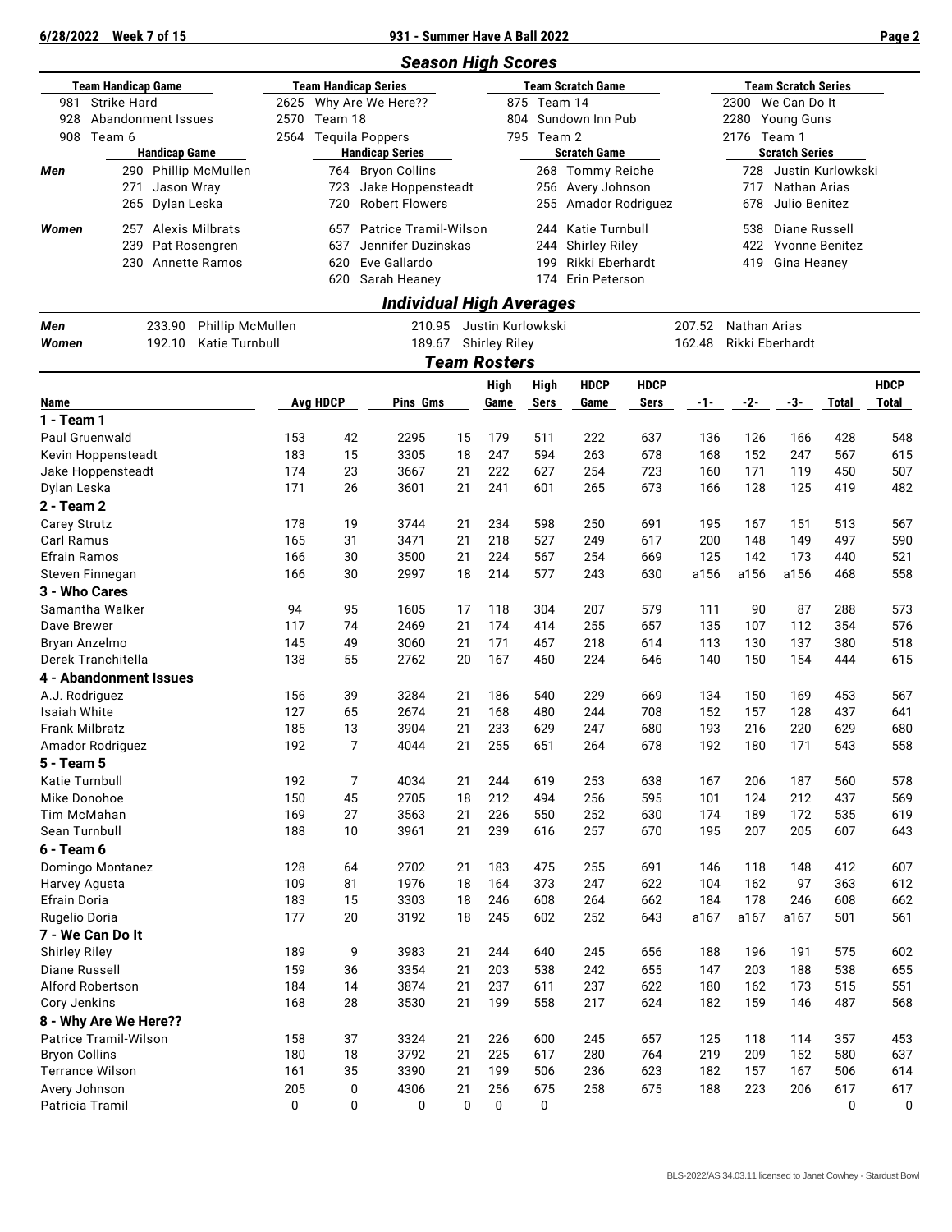## Season High Scores

| Team Handicap Game | | Team Handicap Series | | Team Scratch Game | | Team Scratch Series | |
|---|---|---|---|---|---|---|---|
| 981 | Strike Hard | 2625 | Why Are We Here?? | 875 | Team 14 | 2300 | We Can Do It |
| 928 | Abandonment Issues | 2570 | Team 18 | 804 | Sundown Inn Pub | 2280 | Young Guns |
| 908 | Team 6 | 2564 | Tequila Poppers | 795 | Team 2 | 2176 | Team 1 |

| | Handicap Game | | Handicap Series | | Scratch Game | | Scratch Series | |
|---|---|---|---|---|---|---|---|---|
| **Men** | 290 | Phillip McMullen | 764 | Bryon Collins | 268 | Tommy Reiche | 728 | Justin Kurlowkski |
| | 271 | Jason Wray | 723 | Jake Hoppensteadt | 256 | Avery Johnson | 717 | Nathan Arias |
| | 265 | Dylan Leska | 720 | Robert Flowers | 255 | Amador Rodriguez | 678 | Julio Benitez |
| **Women** | 257 | Alexis Milbrats | 657 | Patrice Tramil-Wilson | 244 | Katie Turnbull | 538 | Diane Russell |
| | 239 | Pat Rosengren | 637 | Jennifer Duzinskas | 244 | Shirley Riley | 422 | Yvonne Benitez |
| | 230 | Annette Ramos | 620 | Eve Gallardo | 199 | Rikki Eberhardt | 419 | Gina Heaney |
| | | | 620 | Sarah Heaney | 174 | Erin Peterson | | |

## Individual High Averages

| | | | | | | |
|---|---|---|---|---|---|---|
| **Men** | 233.90 | Phillip McMullen | 210.95 | Justin Kurlowkski | 207.52 | Nathan Arias |
| **Women** | 192.10 | Katie Turnbull | 189.67 | Shirley Riley | 162.48 | Rikki Eberhardt |

## Team Rosters

| Name | Avg | HDCP | Pins | Gms | High Game | High Sers | HDCP Game | HDCP Sers | -1- | -2- | -3- | Total | HDCP Total |
|---|---|---|---|---|---|---|---|---|---|---|---|---|---|
| **1 - Team 1** | | | | | | | | | | | | | |
| Paul Gruenwald | 153 | 42 | 2295 | 15 | 179 | 511 | 222 | 637 | 136 | 126 | 166 | 428 | 548 |
| Kevin Hoppensteadt | 183 | 15 | 3305 | 18 | 247 | 594 | 263 | 678 | 168 | 152 | 247 | 567 | 615 |
| Jake Hoppensteadt | 174 | 23 | 3667 | 21 | 222 | 627 | 254 | 723 | 160 | 171 | 119 | 450 | 507 |
| Dylan Leska | 171 | 26 | 3601 | 21 | 241 | 601 | 265 | 673 | 166 | 128 | 125 | 419 | 482 |
| **2 - Team 2** | | | | | | | | | | | | | |
| Carey Strutz | 178 | 19 | 3744 | 21 | 234 | 598 | 250 | 691 | 195 | 167 | 151 | 513 | 567 |
| Carl Ramus | 165 | 31 | 3471 | 21 | 218 | 527 | 249 | 617 | 200 | 148 | 149 | 497 | 590 |
| Efrain Ramos | 166 | 30 | 3500 | 21 | 224 | 567 | 254 | 669 | 125 | 142 | 173 | 440 | 521 |
| Steven Finnegan | 166 | 30 | 2997 | 18 | 214 | 577 | 243 | 630 | a156 | a156 | a156 | 468 | 558 |
| **3 - Who Cares** | | | | | | | | | | | | | |
| Samantha Walker | 94 | 95 | 1605 | 17 | 118 | 304 | 207 | 579 | 111 | 90 | 87 | 288 | 573 |
| Dave Brewer | 117 | 74 | 2469 | 21 | 174 | 414 | 255 | 657 | 135 | 107 | 112 | 354 | 576 |
| Bryan Anzelmo | 145 | 49 | 3060 | 21 | 171 | 467 | 218 | 614 | 113 | 130 | 137 | 380 | 518 |
| Derek Tranchitella | 138 | 55 | 2762 | 20 | 167 | 460 | 224 | 646 | 140 | 150 | 154 | 444 | 615 |
| **4 - Abandonment Issues** | | | | | | | | | | | | | |
| A.J. Rodriguez | 156 | 39 | 3284 | 21 | 186 | 540 | 229 | 669 | 134 | 150 | 169 | 453 | 567 |
| Isaiah White | 127 | 65 | 2674 | 21 | 168 | 480 | 244 | 708 | 152 | 157 | 128 | 437 | 641 |
| Frank Milbratz | 185 | 13 | 3904 | 21 | 233 | 629 | 247 | 680 | 193 | 216 | 220 | 629 | 680 |
| Amador Rodriguez | 192 | 7 | 4044 | 21 | 255 | 651 | 264 | 678 | 192 | 180 | 171 | 543 | 558 |
| **5 - Team 5** | | | | | | | | | | | | | |
| Katie Turnbull | 192 | 7 | 4034 | 21 | 244 | 619 | 253 | 638 | 167 | 206 | 187 | 560 | 578 |
| Mike Donohoe | 150 | 45 | 2705 | 18 | 212 | 494 | 256 | 595 | 101 | 124 | 212 | 437 | 569 |
| Tim McMahan | 169 | 27 | 3563 | 21 | 226 | 550 | 252 | 630 | 174 | 189 | 172 | 535 | 619 |
| Sean Turnbull | 188 | 10 | 3961 | 21 | 239 | 616 | 257 | 670 | 195 | 207 | 205 | 607 | 643 |
| **6 - Team 6** | | | | | | | | | | | | | |
| Domingo Montanez | 128 | 64 | 2702 | 21 | 183 | 475 | 255 | 691 | 146 | 118 | 148 | 412 | 607 |
| Harvey Agusta | 109 | 81 | 1976 | 18 | 164 | 373 | 247 | 622 | 104 | 162 | 97 | 363 | 612 |
| Efrain Doria | 183 | 15 | 3303 | 18 | 246 | 608 | 264 | 662 | 184 | 178 | 246 | 608 | 662 |
| Rugelio Doria | 177 | 20 | 3192 | 18 | 245 | 602 | 252 | 643 | a167 | a167 | a167 | 501 | 561 |
| **7 - We Can Do It** | | | | | | | | | | | | | |
| Shirley Riley | 189 | 9 | 3983 | 21 | 244 | 640 | 245 | 656 | 188 | 196 | 191 | 575 | 602 |
| Diane Russell | 159 | 36 | 3354 | 21 | 203 | 538 | 242 | 655 | 147 | 203 | 188 | 538 | 655 |
| Alford Robertson | 184 | 14 | 3874 | 21 | 237 | 611 | 237 | 622 | 180 | 162 | 173 | 515 | 551 |
| Cory Jenkins | 168 | 28 | 3530 | 21 | 199 | 558 | 217 | 624 | 182 | 159 | 146 | 487 | 568 |
| **8 - Why Are We Here??** | | | | | | | | | | | | | |
| Patrice Tramil-Wilson | 158 | 37 | 3324 | 21 | 226 | 600 | 245 | 657 | 125 | 118 | 114 | 357 | 453 |
| Bryon Collins | 180 | 18 | 3792 | 21 | 225 | 617 | 280 | 764 | 219 | 209 | 152 | 580 | 637 |
| Terrance Wilson | 161 | 35 | 3390 | 21 | 199 | 506 | 236 | 623 | 182 | 157 | 167 | 506 | 614 |
| Avery Johnson | 205 | 0 | 4306 | 21 | 256 | 675 | 258 | 675 | 188 | 223 | 206 | 617 | 617 |
| Patricia Tramil | 0 | 0 | 0 | 0 | 0 | 0 | | | | | | 0 | 0 |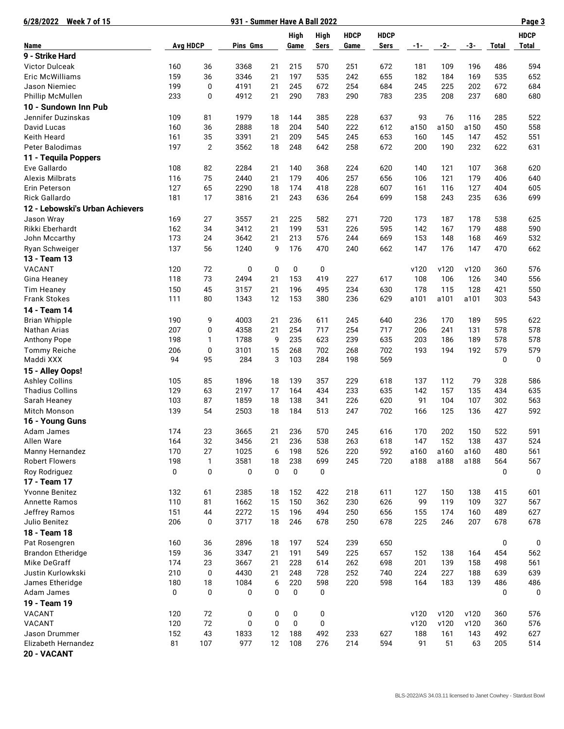| Name | Avg | HDCP | Pins | Gms | High Game | High Sers | HDCP Game | HDCP Sers | -1- | -2- | -3- | Total | HDCP Total |
|---|---|---|---|---|---|---|---|---|---|---|---|---|---|
| **9 - Strike Hard** | | | | | | | | | | | | | |
| Victor Dulceak | 160 | 36 | 3368 | 21 | 215 | 570 | 251 | 672 | 181 | 109 | 196 | 486 | 594 |
| Eric McWilliams | 159 | 36 | 3346 | 21 | 197 | 535 | 242 | 655 | 182 | 184 | 169 | 535 | 652 |
| Jason Niemiec | 199 | 0 | 4191 | 21 | 245 | 672 | 254 | 684 | 245 | 225 | 202 | 672 | 684 |
| Phillip McMullen | 233 | 0 | 4912 | 21 | 290 | 783 | 290 | 783 | 235 | 208 | 237 | 680 | 680 |
| **10 - Sundown Inn Pub** | | | | | | | | | | | | | |
| Jennifer Duzinskas | 109 | 81 | 1979 | 18 | 144 | 385 | 228 | 637 | 93 | 76 | 116 | 285 | 522 |
| David Lucas | 160 | 36 | 2888 | 18 | 204 | 540 | 222 | 612 | a150 | a150 | a150 | 450 | 558 |
| Keith Heard | 161 | 35 | 3391 | 21 | 209 | 545 | 245 | 653 | 160 | 145 | 147 | 452 | 551 |
| Peter Balodimas | 197 | 2 | 3562 | 18 | 248 | 642 | 258 | 672 | 200 | 190 | 232 | 622 | 631 |
| **11 - Tequila Poppers** | | | | | | | | | | | | | |
| Eve Gallardo | 108 | 82 | 2284 | 21 | 140 | 368 | 224 | 620 | 140 | 121 | 107 | 368 | 620 |
| Alexis Milbrats | 116 | 75 | 2440 | 21 | 179 | 406 | 257 | 656 | 106 | 121 | 179 | 406 | 640 |
| Erin Peterson | 127 | 65 | 2290 | 18 | 174 | 418 | 228 | 607 | 161 | 116 | 127 | 404 | 605 |
| Rick Gallardo | 181 | 17 | 3816 | 21 | 243 | 636 | 264 | 699 | 158 | 243 | 235 | 636 | 699 |
| **12 - Lebowski's Urban Achievers** | | | | | | | | | | | | | |
| Jason Wray | 169 | 27 | 3557 | 21 | 225 | 582 | 271 | 720 | 173 | 187 | 178 | 538 | 625 |
| Rikki Eberhardt | 162 | 34 | 3412 | 21 | 199 | 531 | 226 | 595 | 142 | 167 | 179 | 488 | 590 |
| John Mccarthy | 173 | 24 | 3642 | 21 | 213 | 576 | 244 | 669 | 153 | 148 | 168 | 469 | 532 |
| Ryan Schweiger | 137 | 56 | 1240 | 9 | 176 | 470 | 240 | 662 | 147 | 176 | 147 | 470 | 662 |
| **13 - Team 13** | | | | | | | | | | | | | |
| VACANT | 120 | 72 | 0 | 0 | 0 | 0 | | | v120 | v120 | v120 | 360 | 576 |
| Gina Heaney | 118 | 73 | 2494 | 21 | 153 | 419 | 227 | 617 | 108 | 106 | 126 | 340 | 556 |
| Tim Heaney | 150 | 45 | 3157 | 21 | 196 | 495 | 234 | 630 | 178 | 115 | 128 | 421 | 550 |
| Frank Stokes | 111 | 80 | 1343 | 12 | 153 | 380 | 236 | 629 | a101 | a101 | a101 | 303 | 543 |
| **14 - Team 14** | | | | | | | | | | | | | |
| Brian Whipple | 190 | 9 | 4003 | 21 | 236 | 611 | 245 | 640 | 236 | 170 | 189 | 595 | 622 |
| Nathan Arias | 207 | 0 | 4358 | 21 | 254 | 717 | 254 | 717 | 206 | 241 | 131 | 578 | 578 |
| Anthony Pope | 198 | 1 | 1788 | 9 | 235 | 623 | 239 | 635 | 203 | 186 | 189 | 578 | 578 |
| Tommy Reiche | 206 | 0 | 3101 | 15 | 268 | 702 | 268 | 702 | 193 | 194 | 192 | 579 | 579 |
| Maddi XXX | 94 | 95 | 284 | 3 | 103 | 284 | 198 | 569 | | | | 0 | 0 |
| **15 - Alley Oops!** | | | | | | | | | | | | | |
| Ashley Collins | 105 | 85 | 1896 | 18 | 139 | 357 | 229 | 618 | 137 | 112 | 79 | 328 | 586 |
| Thadius Collins | 129 | 63 | 2197 | 17 | 164 | 434 | 233 | 635 | 142 | 157 | 135 | 434 | 635 |
| Sarah Heaney | 103 | 87 | 1859 | 18 | 138 | 341 | 226 | 620 | 91 | 104 | 107 | 302 | 563 |
| Mitch Monson | 139 | 54 | 2503 | 18 | 184 | 513 | 247 | 702 | 166 | 125 | 136 | 427 | 592 |
| **16 - Young Guns** | | | | | | | | | | | | | |
| Adam James | 174 | 23 | 3665 | 21 | 236 | 570 | 245 | 616 | 170 | 202 | 150 | 522 | 591 |
| Allen Ware | 164 | 32 | 3456 | 21 | 236 | 538 | 263 | 618 | 147 | 152 | 138 | 437 | 524 |
| Manny Hernandez | 170 | 27 | 1025 | 6 | 198 | 526 | 220 | 592 | a160 | a160 | a160 | 480 | 561 |
| Robert Flowers | 198 | 1 | 3581 | 18 | 238 | 699 | 245 | 720 | a188 | a188 | a188 | 564 | 567 |
| Roy Rodriguez | 0 | 0 | 0 | 0 | 0 | 0 | | | | | | 0 | 0 |
| **17 - Team 17** | | | | | | | | | | | | | |
| Yvonne Benitez | 132 | 61 | 2385 | 18 | 152 | 422 | 218 | 611 | 127 | 150 | 138 | 415 | 601 |
| Annette Ramos | 110 | 81 | 1662 | 15 | 150 | 362 | 230 | 626 | 99 | 119 | 109 | 327 | 567 |
| Jeffrey Ramos | 151 | 44 | 2272 | 15 | 196 | 494 | 250 | 656 | 155 | 174 | 160 | 489 | 627 |
| Julio Benitez | 206 | 0 | 3717 | 18 | 246 | 678 | 250 | 678 | 225 | 246 | 207 | 678 | 678 |
| **18 - Team 18** | | | | | | | | | | | | | |
| Pat Rosengren | 160 | 36 | 2896 | 18 | 197 | 524 | 239 | 650 | | | | 0 | 0 |
| Brandon Etheridge | 159 | 36 | 3347 | 21 | 191 | 549 | 225 | 657 | 152 | 138 | 164 | 454 | 562 |
| Mike DeGraff | 174 | 23 | 3667 | 21 | 228 | 614 | 262 | 698 | 201 | 139 | 158 | 498 | 561 |
| Justin Kurlowkski | 210 | 0 | 4430 | 21 | 248 | 728 | 252 | 740 | 224 | 227 | 188 | 639 | 639 |
| James Etheridge | 180 | 18 | 1084 | 6 | 220 | 598 | 220 | 598 | 164 | 183 | 139 | 486 | 486 |
| Adam James | 0 | 0 | 0 | 0 | 0 | 0 | | | | | | 0 | 0 |
| **19 - Team 19** | | | | | | | | | | | | | |
| VACANT | 120 | 72 | 0 | 0 | 0 | 0 | | | v120 | v120 | v120 | 360 | 576 |
| VACANT | 120 | 72 | 0 | 0 | 0 | 0 | | | v120 | v120 | v120 | 360 | 576 |
| Jason Drummer | 152 | 43 | 1833 | 12 | 188 | 492 | 233 | 627 | 188 | 161 | 143 | 492 | 627 |
| Elizabeth Hernandez | 81 | 107 | 977 | 12 | 108 | 276 | 214 | 594 | 91 | 51 | 63 | 205 | 514 |
| **20 - VACANT** | | | | | | | | | | | | | |